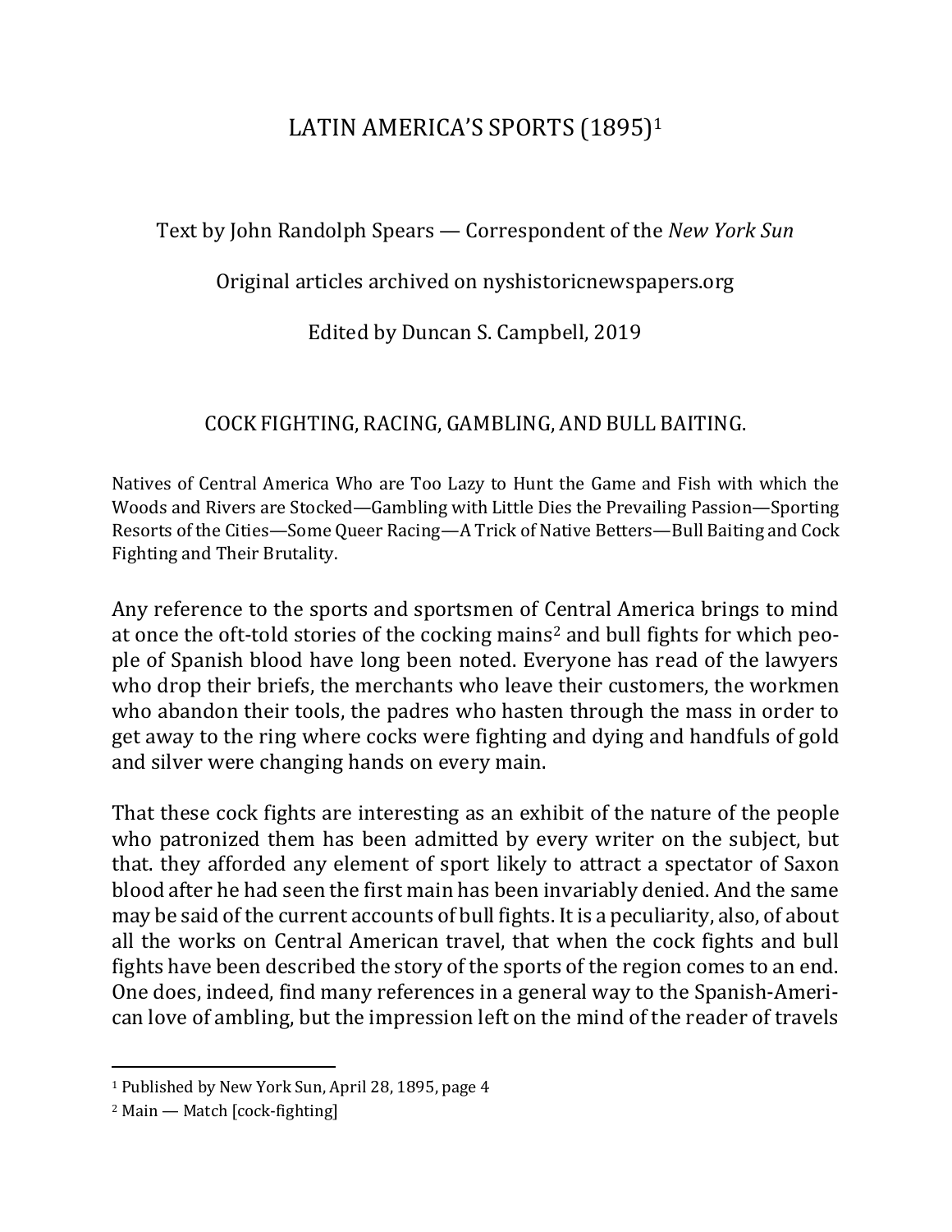# LATIN AMERICA'S SPORTS (1895)[1]

Text by John Randolph Spears — Correspondent of the *New York Sun*

Original articles archived on nyshistoricnewspapers.org

Edited by Duncan S. Campbell, 2019

## COCK FIGHTING, RACING, GAMBLING, AND BULL BAITING.

Natives of Central America Who are Too Lazy to Hunt the Game and Fish with which the Woods and Rivers are Stocked—Gambling with Little Dies the Prevailing Passion—Sporting Resorts of the Cities—Some Queer Racing—A Trick of Native Betters—Bull Baiting and Cock Fighting and Their Brutality.

Any reference to the sports and sportsmen of Central America brings to mind at once the oft-told stories of the cocking mains[2] and bull fights for which people of Spanish blood have long been noted. Everyone has read of the lawyers who drop their briefs, the merchants who leave their customers, the workmen who abandon their tools, the padres who hasten through the mass in order to get away to the ring where cocks were fighting and dying and handfuls of gold and silver were changing hands on every main.

That these cock fights are interesting as an exhibit of the nature of the people who patronized them has been admitted by every writer on the subject, but that. they afforded any element of sport likely to attract a spectator of Saxon blood after he had seen the first main has been invariably denied. And the same may be said of the current accounts of bull fights. It is a peculiarity, also, of about all the works on Central American travel, that when the cock fights and bull fights have been described the story of the sports of the region comes to an end. One does, indeed, find many references in a general way to the Spanish-American love of ambling, but the impression left on the mind of the reader of travels

---

[1] Published by New York Sun, April 28, 1895, page 4

[2] Main — Match [cock-fighting]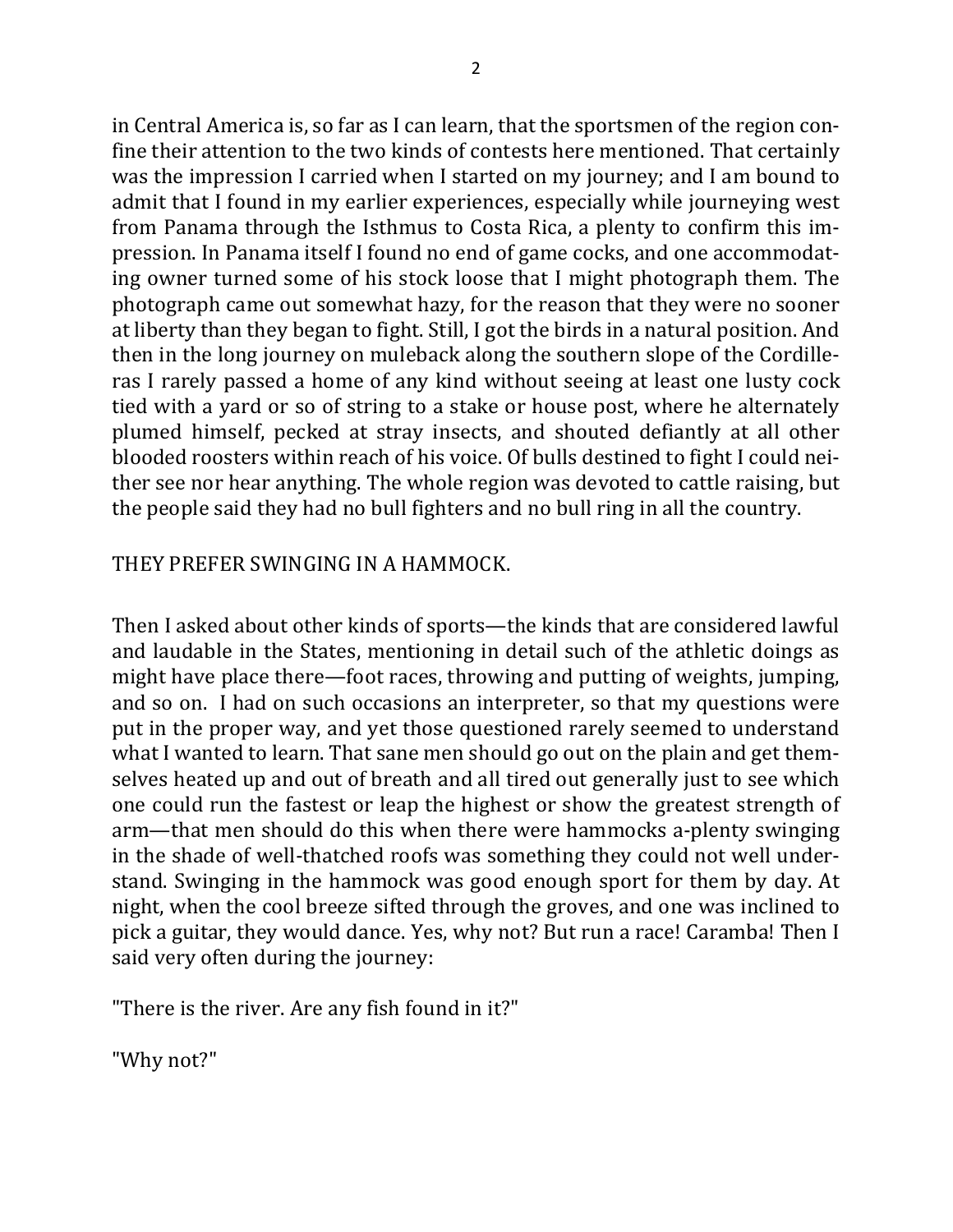in Central America is, so far as I can learn, that the sportsmen of the region confine their attention to the two kinds of contests here mentioned. That certainly was the impression I carried when I started on my journey; and I am bound to admit that I found in my earlier experiences, especially while journeying west from Panama through the Isthmus to Costa Rica, a plenty to confirm this impression. In Panama itself I found no end of game cocks, and one accommodating owner turned some of his stock loose that I might photograph them. The photograph came out somewhat hazy, for the reason that they were no sooner at liberty than they began to fight. Still, I got the birds in a natural position. And then in the long journey on muleback along the southern slope of the Cordilleras I rarely passed a home of any kind without seeing at least one lusty cock tied with a yard or so of string to a stake or house post, where he alternately plumed himself, pecked at stray insects, and shouted defiantly at all other blooded roosters within reach of his voice. Of bulls destined to fight I could neither see nor hear anything. The whole region was devoted to cattle raising, but the people said they had no bull fighters and no bull ring in all the country.

## THEY PREFER SWINGING IN A HAMMOCK.

Then I asked about other kinds of sports—the kinds that are considered lawful and laudable in the States, mentioning in detail such of the athletic doings as might have place there—foot races, throwing and putting of weights, jumping, and so on. I had on such occasions an interpreter, so that my questions were put in the proper way, and yet those questioned rarely seemed to understand what I wanted to learn. That sane men should go out on the plain and get themselves heated up and out of breath and all tired out generally just to see which one could run the fastest or leap the highest or show the greatest strength of arm—that men should do this when there were hammocks a-plenty swinging in the shade of well-thatched roofs was something they could not well understand. Swinging in the hammock was good enough sport for them by day. At night, when the cool breeze sifted through the groves, and one was inclined to pick a guitar, they would dance. Yes, why not? But run a race! Caramba! Then I said very often during the journey:

"There is the river. Are any fish found in it?"

"Why not?"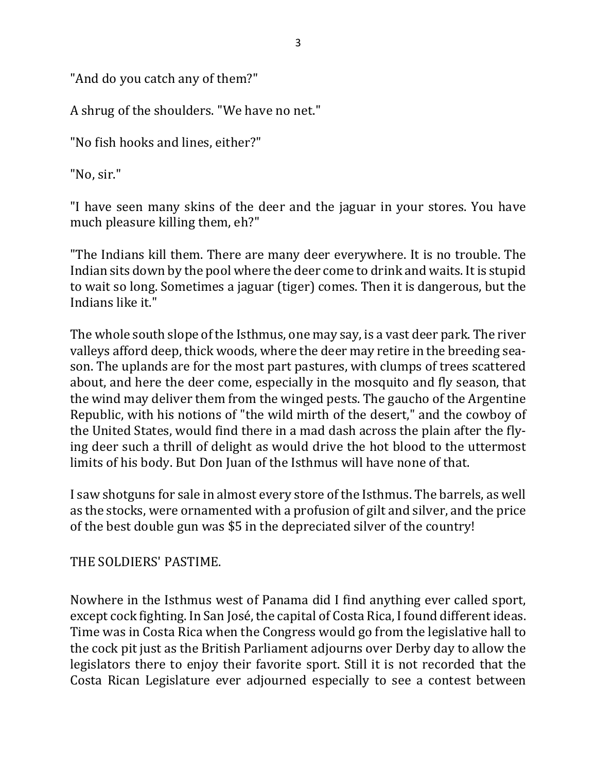"And do you catch any of them?"

A shrug of the shoulders. "We have no net."

"No fish hooks and lines, either?"

"No, sir."

"I have seen many skins of the deer and the jaguar in your stores. You have much pleasure killing them, eh?"

"The Indians kill them. There are many deer everywhere. It is no trouble. The Indian sits down by the pool where the deer come to drink and waits. It is stupid to wait so long. Sometimes a jaguar (tiger) comes. Then it is dangerous, but the Indians like it."

The whole south slope of the Isthmus, one may say, is a vast deer park. The river valleys afford deep, thick woods, where the deer may retire in the breeding season. The uplands are for the most part pastures, with clumps of trees scattered about, and here the deer come, especially in the mosquito and fly season, that the wind may deliver them from the winged pests. The gaucho of the Argentine Republic, with his notions of "the wild mirth of the desert," and the cowboy of the United States, would find there in a mad dash across the plain after the flying deer such a thrill of delight as would drive the hot blood to the uttermost limits of his body. But Don Juan of the Isthmus will have none of that.

I saw shotguns for sale in almost every store of the Isthmus. The barrels, as well as the stocks, were ornamented with a profusion of gilt and silver, and the price of the best double gun was $5 in the depreciated silver of the country!

## THE SOLDIERS' PASTIME.

Nowhere in the Isthmus west of Panama did I find anything ever called sport, except cock fighting. In San José, the capital of Costa Rica, I found different ideas. Time was in Costa Rica when the Congress would go from the legislative hall to the cock pit just as the British Parliament adjourns over Derby day to allow the legislators there to enjoy their favorite sport. Still it is not recorded that the Costa Rican Legislature ever adjourned especially to see a contest between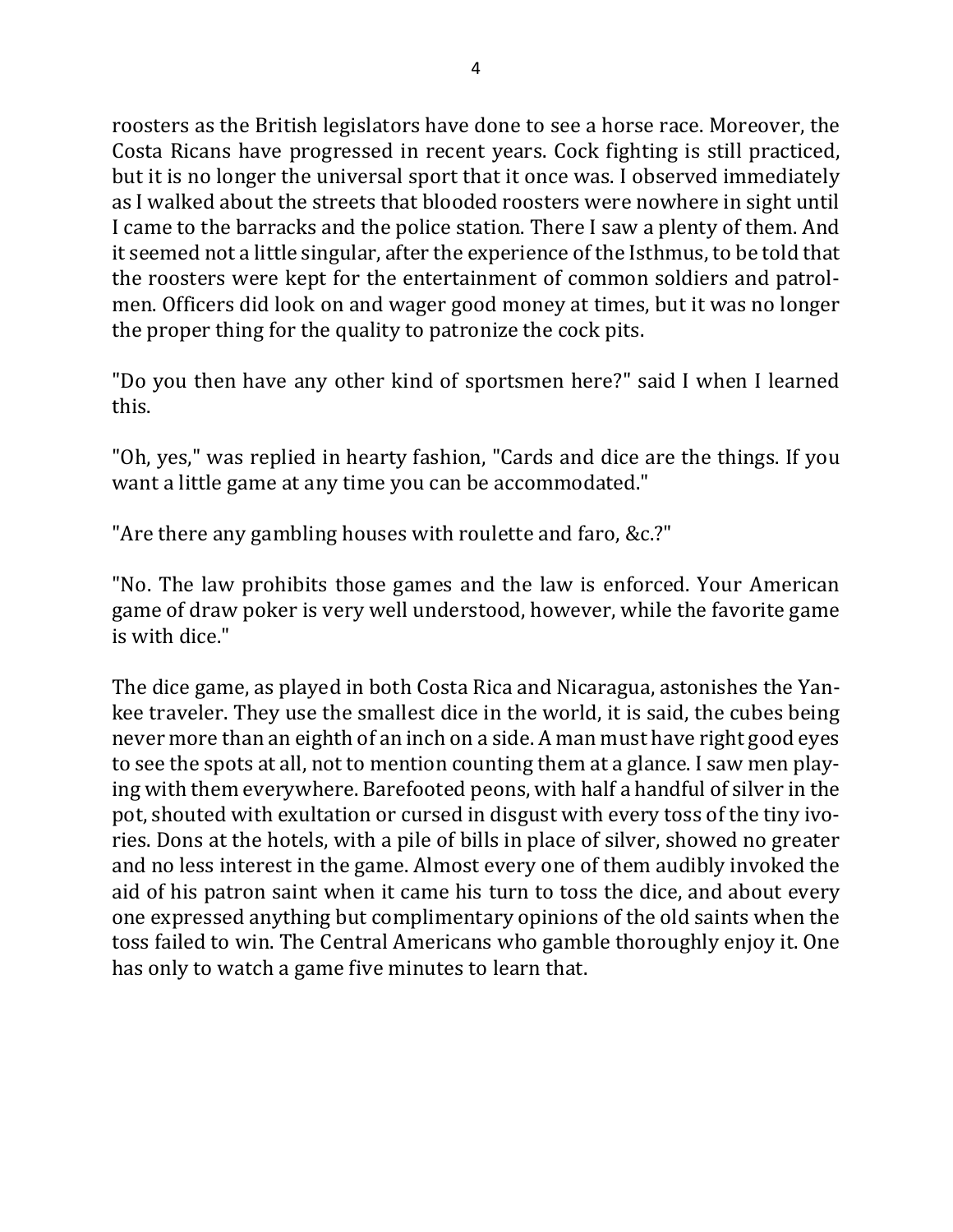roosters as the British legislators have done to see a horse race. Moreover, the Costa Ricans have progressed in recent years. Cock fighting is still practiced, but it is no longer the universal sport that it once was. I observed immediately as I walked about the streets that blooded roosters were nowhere in sight until I came to the barracks and the police station. There I saw a plenty of them. And it seemed not a little singular, after the experience of the Isthmus, to be told that the roosters were kept for the entertainment of common soldiers and patrolmen. Officers did look on and wager good money at times, but it was no longer the proper thing for the quality to patronize the cock pits.

"Do you then have any other kind of sportsmen here?" said I when I learned this.

"Oh, yes," was replied in hearty fashion, "Cards and dice are the things. If you want a little game at any time you can be accommodated."

"Are there any gambling houses with roulette and faro, &c.?"

"No. The law prohibits those games and the law is enforced. Your American game of draw poker is very well understood, however, while the favorite game is with dice."

The dice game, as played in both Costa Rica and Nicaragua, astonishes the Yankee traveler. They use the smallest dice in the world, it is said, the cubes being never more than an eighth of an inch on a side. A man must have right good eyes to see the spots at all, not to mention counting them at a glance. I saw men playing with them everywhere. Barefooted peons, with half a handful of silver in the pot, shouted with exultation or cursed in disgust with every toss of the tiny ivories. Dons at the hotels, with a pile of bills in place of silver, showed no greater and no less interest in the game. Almost every one of them audibly invoked the aid of his patron saint when it came his turn to toss the dice, and about every one expressed anything but complimentary opinions of the old saints when the toss failed to win. The Central Americans who gamble thoroughly enjoy it. One has only to watch a game five minutes to learn that.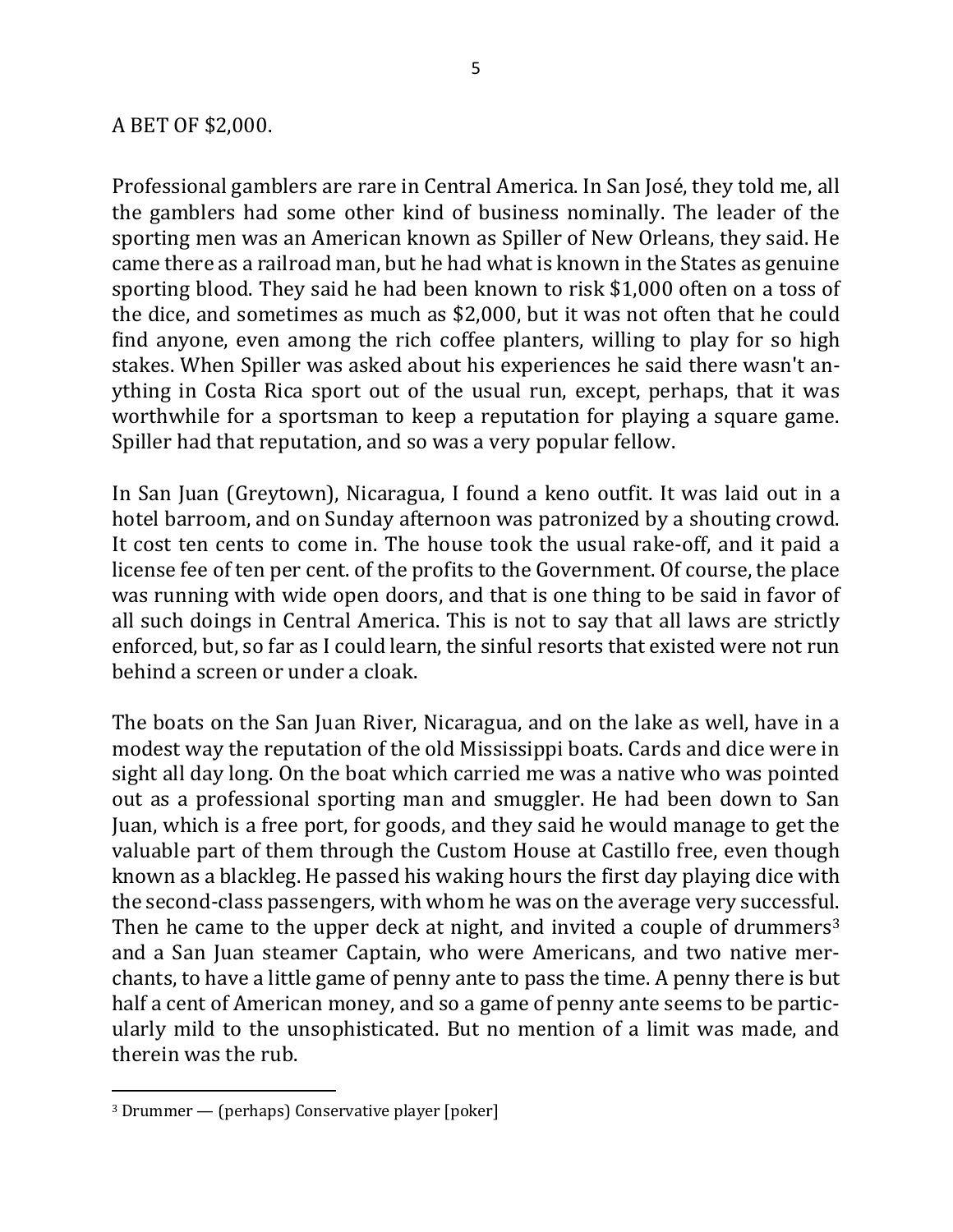## A BET OF $2,000.

Professional gamblers are rare in Central America. In San José, they told me, all the gamblers had some other kind of business nominally. The leader of the sporting men was an American known as Spiller of New Orleans, they said. He came there as a railroad man, but he had what is known in the States as genuine sporting blood. They said he had been known to risk $1,000 often on a toss of the dice, and sometimes as much as $2,000, but it was not often that he could find anyone, even among the rich coffee planters, willing to play for so high stakes. When Spiller was asked about his experiences he said there wasn't anything in Costa Rica sport out of the usual run, except, perhaps, that it was worthwhile for a sportsman to keep a reputation for playing a square game. Spiller had that reputation, and so was a very popular fellow.

In San Juan (Greytown), Nicaragua, I found a keno outfit. It was laid out in a hotel barroom, and on Sunday afternoon was patronized by a shouting crowd. It cost ten cents to come in. The house took the usual rake-off, and it paid a license fee of ten per cent. of the profits to the Government. Of course, the place was running with wide open doors, and that is one thing to be said in favor of all such doings in Central America. This is not to say that all laws are strictly enforced, but, so far as I could learn, the sinful resorts that existed were not run behind a screen or under a cloak.

The boats on the San Juan River, Nicaragua, and on the lake as well, have in a modest way the reputation of the old Mississippi boats. Cards and dice were in sight all day long. On the boat which carried me was a native who was pointed out as a professional sporting man and smuggler. He had been down to San Juan, which is a free port, for goods, and they said he would manage to get the valuable part of them through the Custom House at Castillo free, even though known as a blackleg. He passed his waking hours the first day playing dice with the second-class passengers, with whom he was on the average very successful. Then he came to the upper deck at night, and invited a couple of drummers[3] and a San Juan steamer Captain, who were Americans, and two native merchants, to have a little game of penny ante to pass the time. A penny there is but half a cent of American money, and so a game of penny ante seems to be particularly mild to the unsophisticated. But no mention of a limit was made, and therein was the rub.

---

[3] Drummer — (perhaps) Conservative player [poker]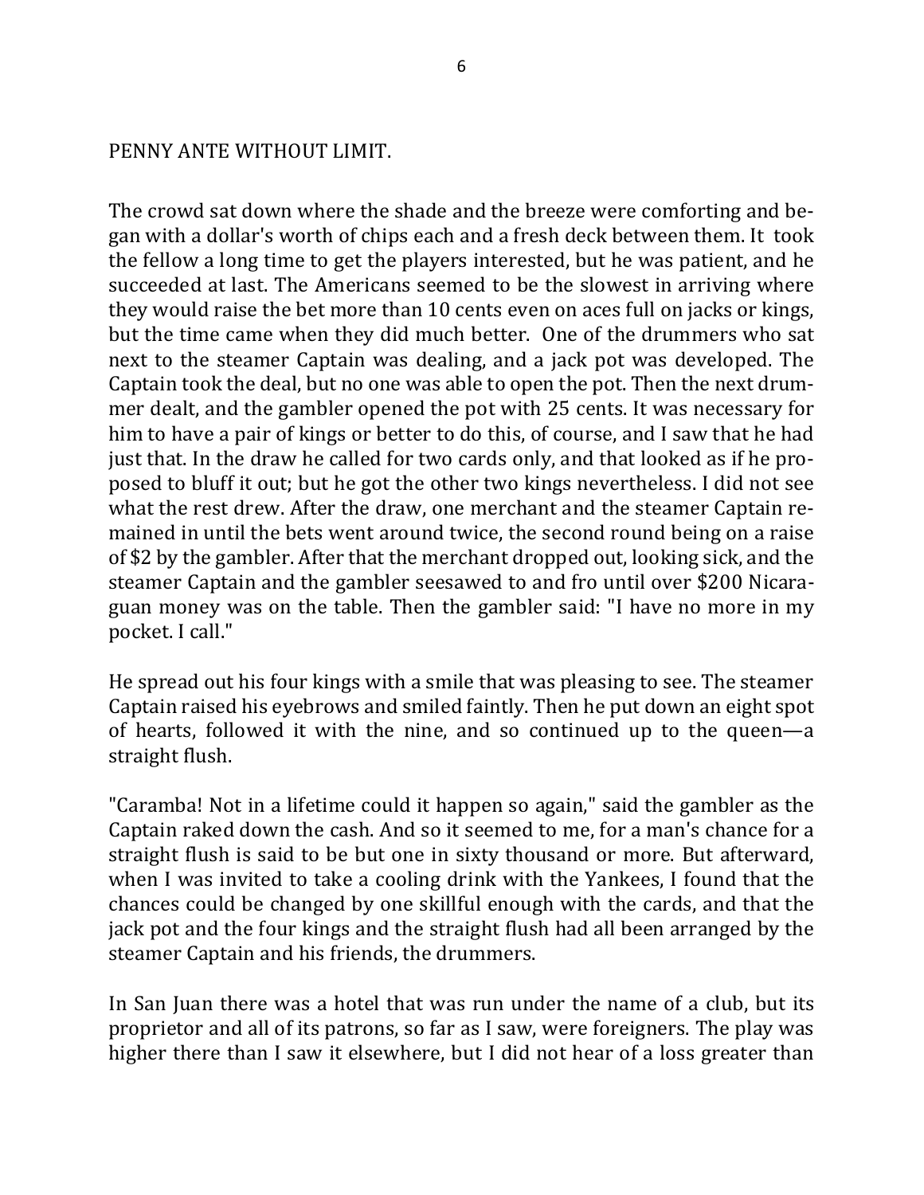PENNY ANTE WITHOUT LIMIT.

The crowd sat down where the shade and the breeze were comforting and began with a dollar's worth of chips each and a fresh deck between them. It took the fellow a long time to get the players interested, but he was patient, and he succeeded at last. The Americans seemed to be the slowest in arriving where they would raise the bet more than 10 cents even on aces full on jacks or kings, but the time came when they did much better. One of the drummers who sat next to the steamer Captain was dealing, and a jack pot was developed. The Captain took the deal, but no one was able to open the pot. Then the next drummer dealt, and the gambler opened the pot with 25 cents. It was necessary for him to have a pair of kings or better to do this, of course, and I saw that he had just that. In the draw he called for two cards only, and that looked as if he proposed to bluff it out; but he got the other two kings nevertheless. I did not see what the rest drew. After the draw, one merchant and the steamer Captain remained in until the bets went around twice, the second round being on a raise of $2 by the gambler. After that the merchant dropped out, looking sick, and the steamer Captain and the gambler seesawed to and fro until over $200 Nicaraguan money was on the table. Then the gambler said: "I have no more in my pocket. I call."

He spread out his four kings with a smile that was pleasing to see. The steamer Captain raised his eyebrows and smiled faintly. Then he put down an eight spot of hearts, followed it with the nine, and so continued up to the queen—a straight flush.

"Caramba! Not in a lifetime could it happen so again," said the gambler as the Captain raked down the cash. And so it seemed to me, for a man's chance for a straight flush is said to be but one in sixty thousand or more. But afterward, when I was invited to take a cooling drink with the Yankees, I found that the chances could be changed by one skillful enough with the cards, and that the jack pot and the four kings and the straight flush had all been arranged by the steamer Captain and his friends, the drummers.

In San Juan there was a hotel that was run under the name of a club, but its proprietor and all of its patrons, so far as I saw, were foreigners. The play was higher there than I saw it elsewhere, but I did not hear of a loss greater than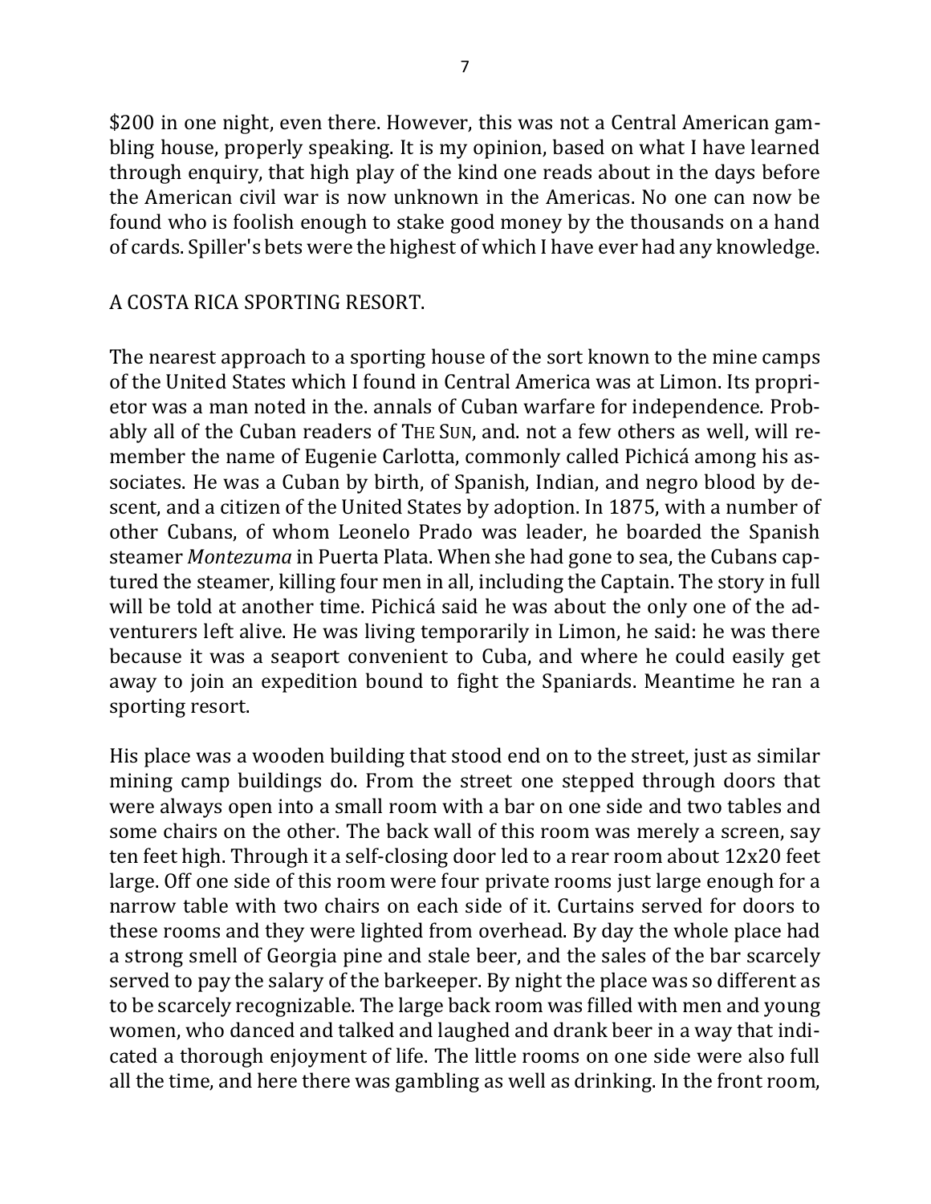$200 in one night, even there. However, this was not a Central American gambling house, properly speaking. It is my opinion, based on what I have learned through enquiry, that high play of the kind one reads about in the days before the American civil war is now unknown in the Americas. No one can now be found who is foolish enough to stake good money by the thousands on a hand of cards. Spiller's bets were the highest of which I have ever had any knowledge.

## A COSTA RICA SPORTING RESORT.

The nearest approach to a sporting house of the sort known to the mine camps of the United States which I found in Central America was at Limon. Its proprietor was a man noted in the. annals of Cuban warfare for independence. Probably all of the Cuban readers of THE SUN, and. not a few others as well, will remember the name of Eugenie Carlotta, commonly called Pichicá among his associates. He was a Cuban by birth, of Spanish, Indian, and negro blood by descent, and a citizen of the United States by adoption. In 1875, with a number of other Cubans, of whom Leonelo Prado was leader, he boarded the Spanish steamer *Montezuma* in Puerta Plata. When she had gone to sea, the Cubans captured the steamer, killing four men in all, including the Captain. The story in full will be told at another time. Pichicá said he was about the only one of the adventurers left alive. He was living temporarily in Limon, he said: he was there because it was a seaport convenient to Cuba, and where he could easily get away to join an expedition bound to fight the Spaniards. Meantime he ran a sporting resort.

His place was a wooden building that stood end on to the street, just as similar mining camp buildings do. From the street one stepped through doors that were always open into a small room with a bar on one side and two tables and some chairs on the other. The back wall of this room was merely a screen, say ten feet high. Through it a self-closing door led to a rear room about 12x20 feet large. Off one side of this room were four private rooms just large enough for a narrow table with two chairs on each side of it. Curtains served for doors to these rooms and they were lighted from overhead. By day the whole place had a strong smell of Georgia pine and stale beer, and the sales of the bar scarcely served to pay the salary of the barkeeper. By night the place was so different as to be scarcely recognizable. The large back room was filled with men and young women, who danced and talked and laughed and drank beer in a way that indicated a thorough enjoyment of life. The little rooms on one side were also full all the time, and here there was gambling as well as drinking. In the front room,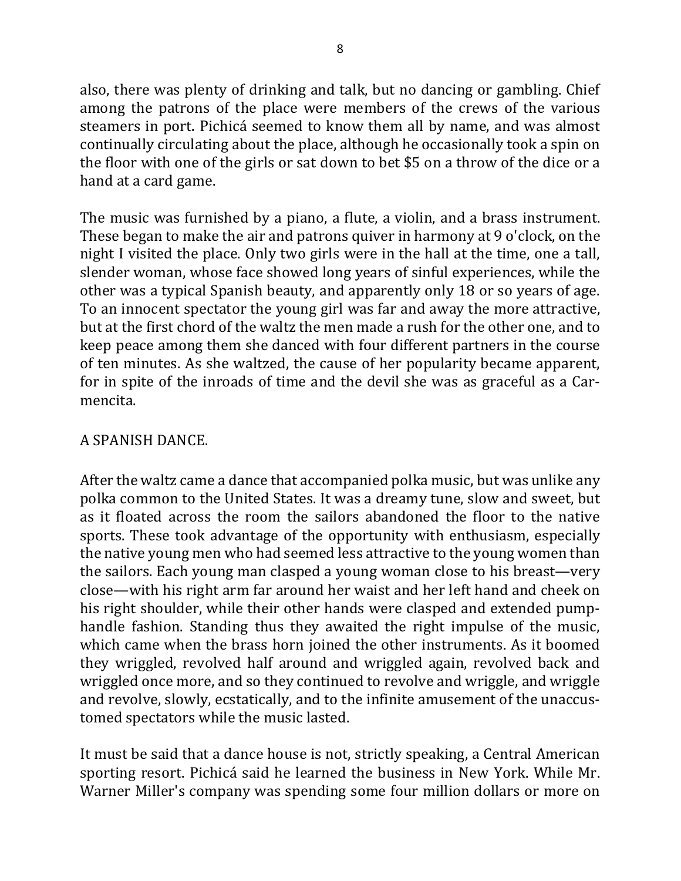also, there was plenty of drinking and talk, but no dancing or gambling. Chief among the patrons of the place were members of the crews of the various steamers in port. Pichicá seemed to know them all by name, and was almost continually circulating about the place, although he occasionally took a spin on the floor with one of the girls or sat down to bet $5 on a throw of the dice or a hand at a card game.

The music was furnished by a piano, a flute, a violin, and a brass instrument. These began to make the air and patrons quiver in harmony at 9 o'clock, on the night I visited the place. Only two girls were in the hall at the time, one a tall, slender woman, whose face showed long years of sinful experiences, while the other was a typical Spanish beauty, and apparently only 18 or so years of age. To an innocent spectator the young girl was far and away the more attractive, but at the first chord of the waltz the men made a rush for the other one, and to keep peace among them she danced with four different partners in the course of ten minutes. As she waltzed, the cause of her popularity became apparent, for in spite of the inroads of time and the devil she was as graceful as a Carmencita.

## A SPANISH DANCE.

After the waltz came a dance that accompanied polka music, but was unlike any polka common to the United States. It was a dreamy tune, slow and sweet, but as it floated across the room the sailors abandoned the floor to the native sports. These took advantage of the opportunity with enthusiasm, especially the native young men who had seemed less attractive to the young women than the sailors. Each young man clasped a young woman close to his breast—very close—with his right arm far around her waist and her left hand and cheek on his right shoulder, while their other hands were clasped and extended pump-handle fashion. Standing thus they awaited the right impulse of the music, which came when the brass horn joined the other instruments. As it boomed they wriggled, revolved half around and wriggled again, revolved back and wriggled once more, and so they continued to revolve and wriggle, and wriggle and revolve, slowly, ecstatically, and to the infinite amusement of the unaccustomed spectators while the music lasted.

It must be said that a dance house is not, strictly speaking, a Central American sporting resort. Pichicá said he learned the business in New York. While Mr. Warner Miller's company was spending some four million dollars or more on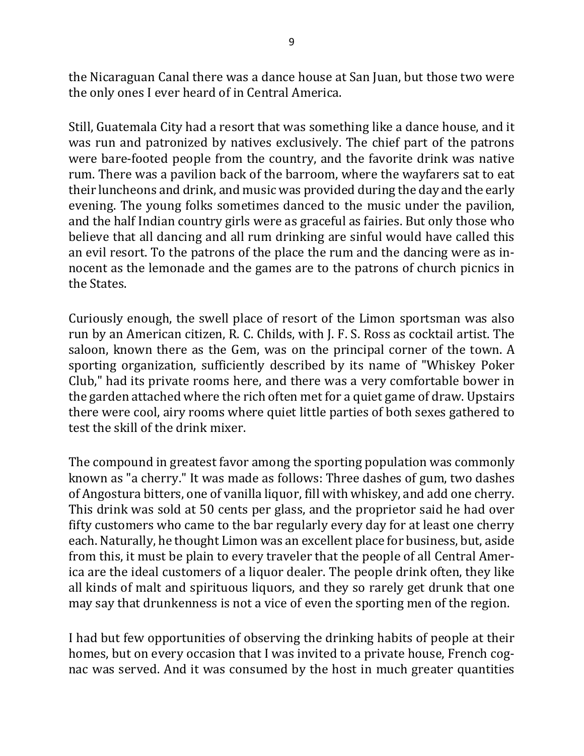the Nicaraguan Canal there was a dance house at San Juan, but those two were the only ones I ever heard of in Central America.

Still, Guatemala City had a resort that was something like a dance house, and it was run and patronized by natives exclusively. The chief part of the patrons were bare-footed people from the country, and the favorite drink was native rum. There was a pavilion back of the barroom, where the wayfarers sat to eat their luncheons and drink, and music was provided during the day and the early evening. The young folks sometimes danced to the music under the pavilion, and the half Indian country girls were as graceful as fairies. But only those who believe that all dancing and all rum drinking are sinful would have called this an evil resort. To the patrons of the place the rum and the dancing were as innocent as the lemonade and the games are to the patrons of church picnics in the States.

Curiously enough, the swell place of resort of the Limon sportsman was also run by an American citizen, R. C. Childs, with J. F. S. Ross as cocktail artist. The saloon, known there as the Gem, was on the principal corner of the town. A sporting organization, sufficiently described by its name of "Whiskey Poker Club," had its private rooms here, and there was a very comfortable bower in the garden attached where the rich often met for a quiet game of draw. Upstairs there were cool, airy rooms where quiet little parties of both sexes gathered to test the skill of the drink mixer.

The compound in greatest favor among the sporting population was commonly known as "a cherry." It was made as follows: Three dashes of gum, two dashes of Angostura bitters, one of vanilla liquor, fill with whiskey, and add one cherry. This drink was sold at 50 cents per glass, and the proprietor said he had over fifty customers who came to the bar regularly every day for at least one cherry each. Naturally, he thought Limon was an excellent place for business, but, aside from this, it must be plain to every traveler that the people of all Central America are the ideal customers of a liquor dealer. The people drink often, they like all kinds of malt and spirituous liquors, and they so rarely get drunk that one may say that drunkenness is not a vice of even the sporting men of the region.

I had but few opportunities of observing the drinking habits of people at their homes, but on every occasion that I was invited to a private house, French cognac was served. And it was consumed by the host in much greater quantities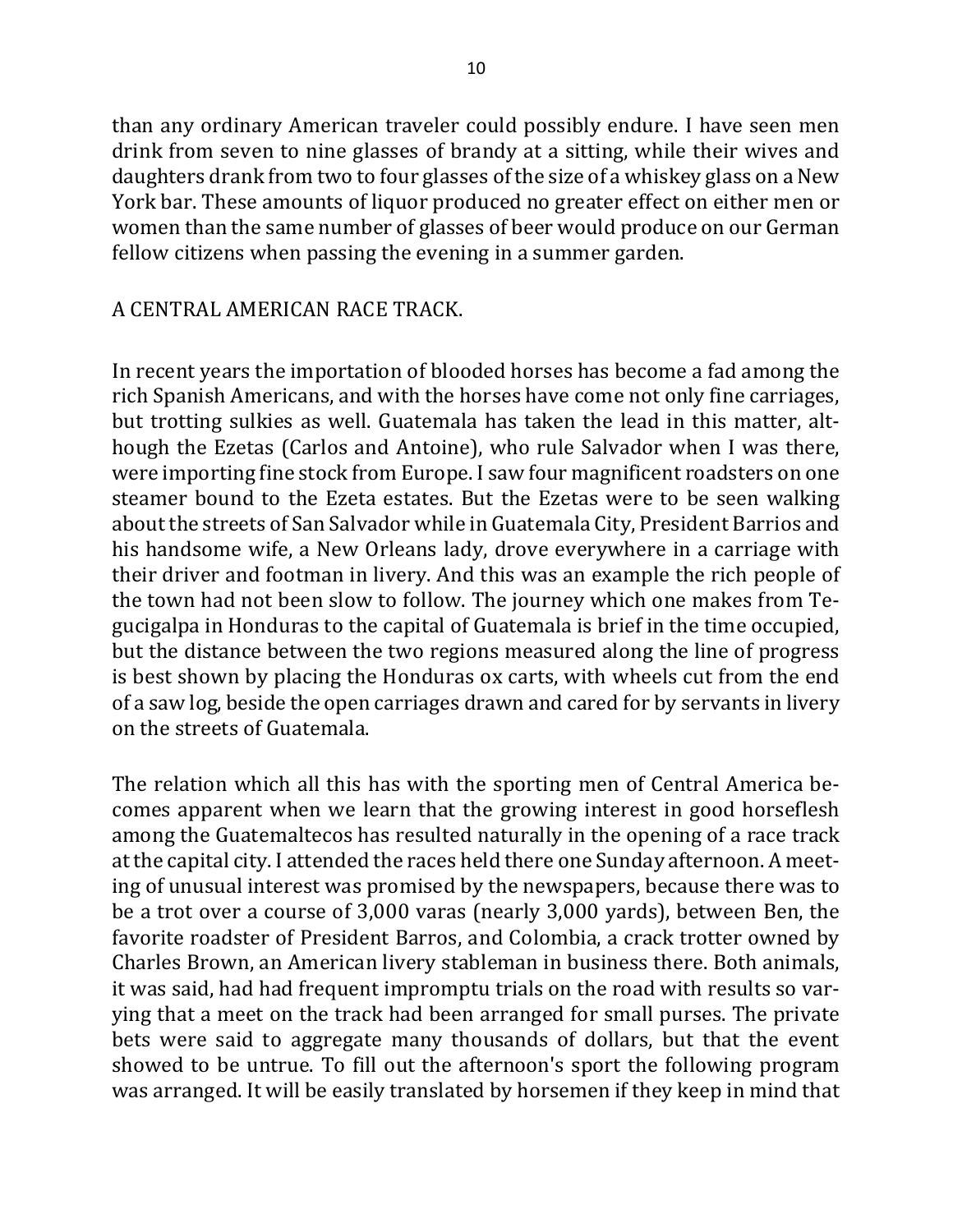than any ordinary American traveler could possibly endure. I have seen men drink from seven to nine glasses of brandy at a sitting, while their wives and daughters drank from two to four glasses of the size of a whiskey glass on a New York bar. These amounts of liquor produced no greater effect on either men or women than the same number of glasses of beer would produce on our German fellow citizens when passing the evening in a summer garden.

## A CENTRAL AMERICAN RACE TRACK.

In recent years the importation of blooded horses has become a fad among the rich Spanish Americans, and with the horses have come not only fine carriages, but trotting sulkies as well. Guatemala has taken the lead in this matter, although the Ezetas (Carlos and Antoine), who rule Salvador when I was there, were importing fine stock from Europe. I saw four magnificent roadsters on one steamer bound to the Ezeta estates. But the Ezetas were to be seen walking about the streets of San Salvador while in Guatemala City, President Barrios and his handsome wife, a New Orleans lady, drove everywhere in a carriage with their driver and footman in livery. And this was an example the rich people of the town had not been slow to follow. The journey which one makes from Tegucigalpa in Honduras to the capital of Guatemala is brief in the time occupied, but the distance between the two regions measured along the line of progress is best shown by placing the Honduras ox carts, with wheels cut from the end of a saw log, beside the open carriages drawn and cared for by servants in livery on the streets of Guatemala.

The relation which all this has with the sporting men of Central America becomes apparent when we learn that the growing interest in good horseflesh among the Guatemaltecos has resulted naturally in the opening of a race track at the capital city. I attended the races held there one Sunday afternoon. A meeting of unusual interest was promised by the newspapers, because there was to be a trot over a course of 3,000 varas (nearly 3,000 yards), between Ben, the favorite roadster of President Barros, and Colombia, a crack trotter owned by Charles Brown, an American livery stableman in business there. Both animals, it was said, had had frequent impromptu trials on the road with results so varying that a meet on the track had been arranged for small purses. The private bets were said to aggregate many thousands of dollars, but that the event showed to be untrue. To fill out the afternoon's sport the following program was arranged. It will be easily translated by horsemen if they keep in mind that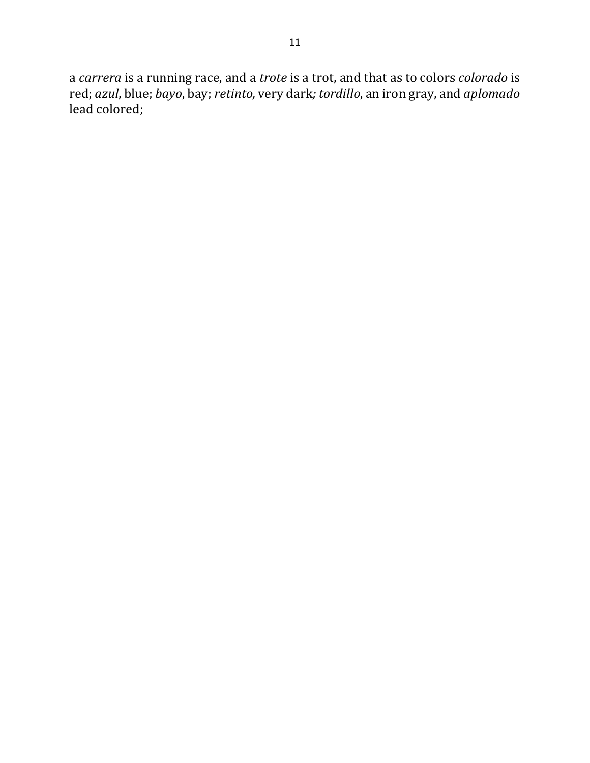a *carrera* is a running race, and a *trote* is a trot, and that as to colors *colorado* is red; *azul*, blue; *bayo*, bay; *retinto,* very dark*; tordillo*, an iron gray, and *aplomado* lead colored;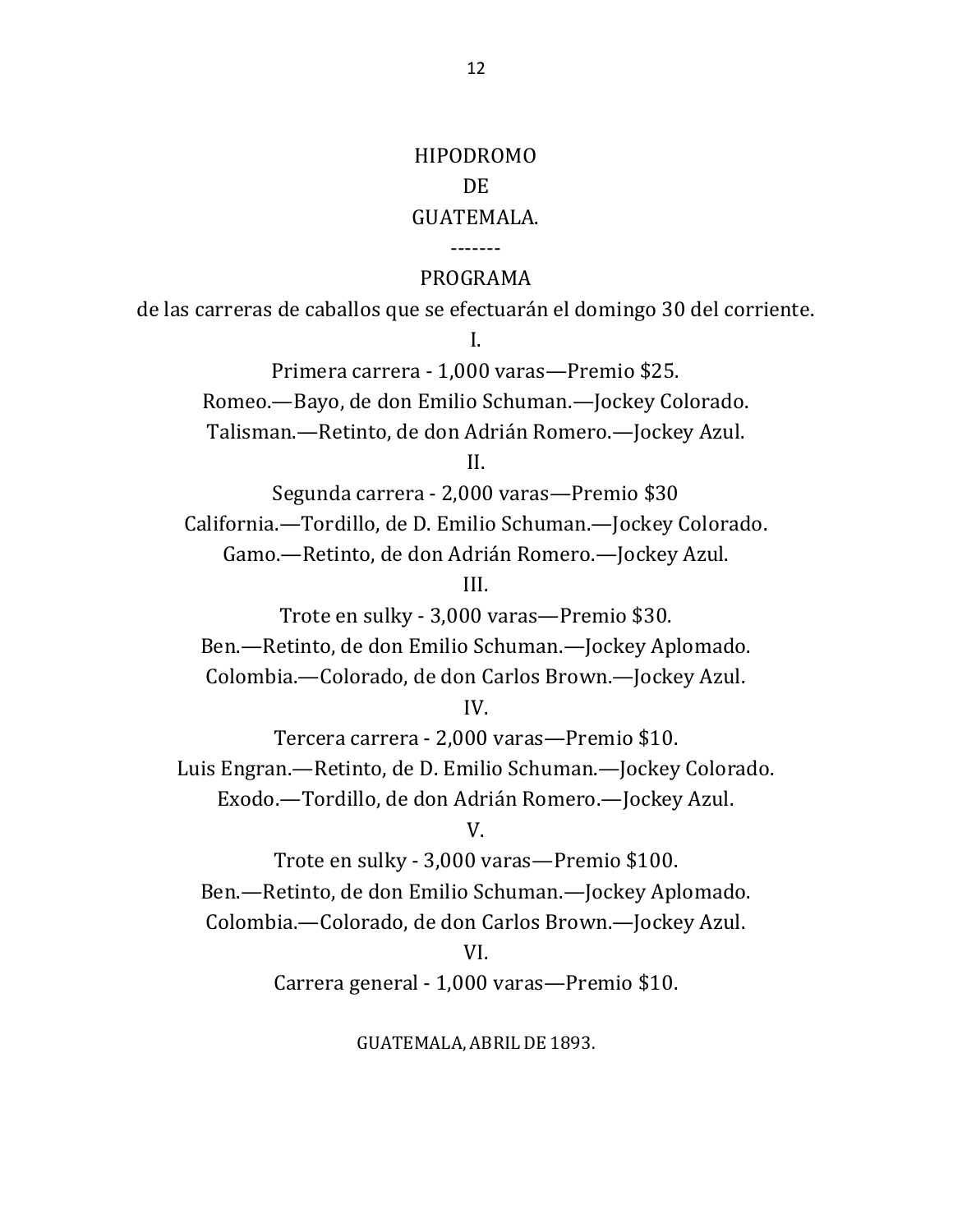# HIPODROMO
# DE
# GUATEMALA.

-------

## PROGRAMA

de las carreras de caballos que se efectuarán el domingo 30 del corriente.

I.

Primera carrera - 1,000 varas—Premio $25.

Romeo.—Bayo, de don Emilio Schuman.—Jockey Colorado.

Talisman.—Retinto, de don Adrián Romero.—Jockey Azul.

II.

Segunda carrera - 2,000 varas—Premio $30

California.—Tordillo, de D. Emilio Schuman.—Jockey Colorado.

Gamo.—Retinto, de don Adrián Romero.—Jockey Azul.

III.

Trote en sulky - 3,000 varas—Premio $30.

Ben.—Retinto, de don Emilio Schuman.—Jockey Aplomado.

Colombia.—Colorado, de don Carlos Brown.—Jockey Azul.

IV.

Tercera carrera - 2,000 varas—Premio $10.

Luis Engran.—Retinto, de D. Emilio Schuman.—Jockey Colorado.

Exodo.—Tordillo, de don Adrián Romero.—Jockey Azul.

V.

Trote en sulky - 3,000 varas—Premio $100.

Ben.—Retinto, de don Emilio Schuman.—Jockey Aplomado.

Colombia.—Colorado, de don Carlos Brown.—Jockey Azul.

VI.

Carrera general - 1,000 varas—Premio $10.

GUATEMALA, ABRIL DE 1893.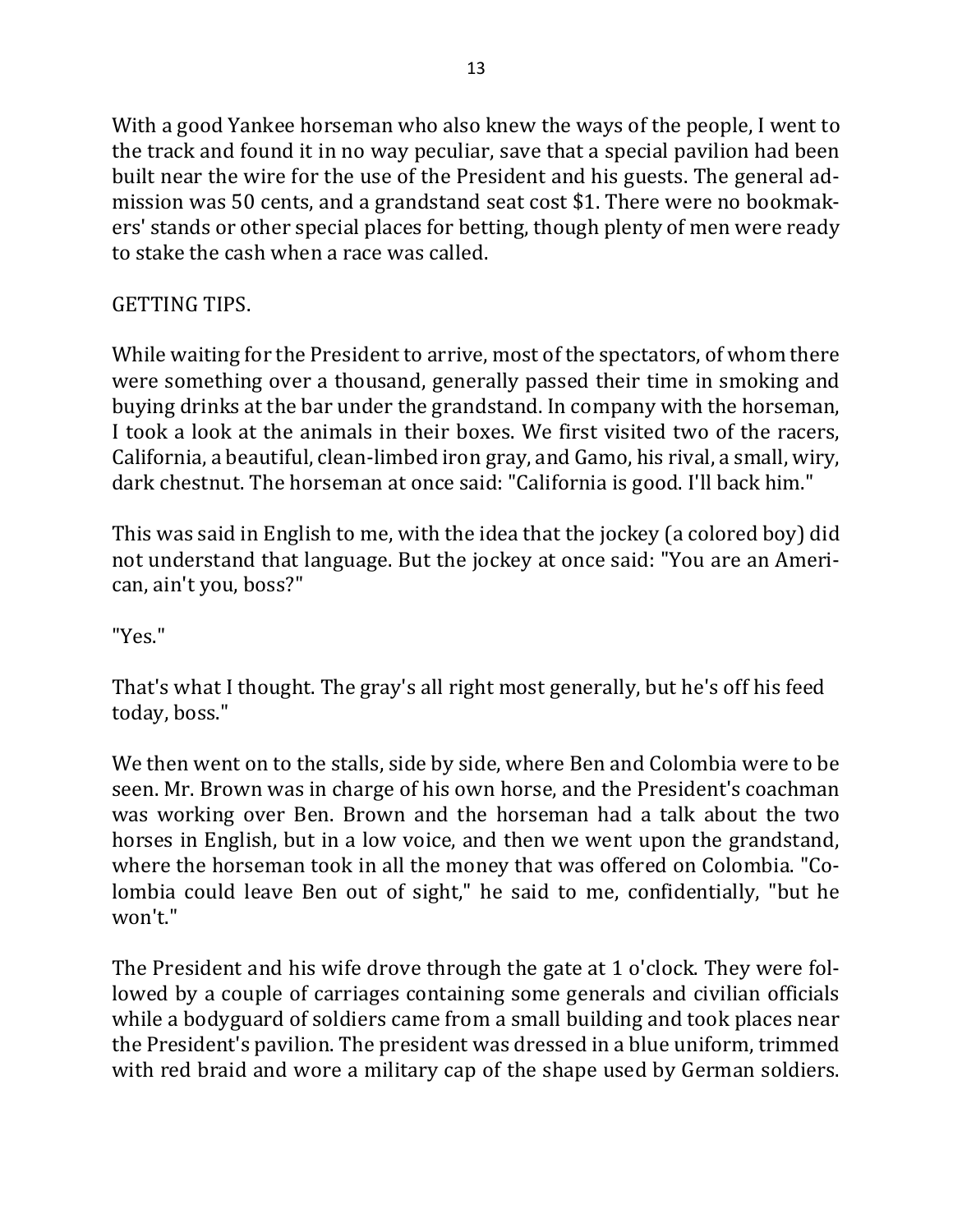With a good Yankee horseman who also knew the ways of the people, I went to the track and found it in no way peculiar, save that a special pavilion had been built near the wire for the use of the President and his guests. The general admission was 50 cents, and a grandstand seat cost $1. There were no bookmakers' stands or other special places for betting, though plenty of men were ready to stake the cash when a race was called.

GETTING TIPS.

While waiting for the President to arrive, most of the spectators, of whom there were something over a thousand, generally passed their time in smoking and buying drinks at the bar under the grandstand. In company with the horseman, I took a look at the animals in their boxes. We first visited two of the racers, California, a beautiful, clean-limbed iron gray, and Gamo, his rival, a small, wiry, dark chestnut. The horseman at once said: "California is good. I'll back him."

This was said in English to me, with the idea that the jockey (a colored boy) did not understand that language. But the jockey at once said: "You are an American, ain't you, boss?"

"Yes."

That's what I thought. The gray's all right most generally, but he's off his feed today, boss."

We then went on to the stalls, side by side, where Ben and Colombia were to be seen. Mr. Brown was in charge of his own horse, and the President's coachman was working over Ben. Brown and the horseman had a talk about the two horses in English, but in a low voice, and then we went upon the grandstand, where the horseman took in all the money that was offered on Colombia. "Colombia could leave Ben out of sight," he said to me, confidentially, "but he won't."

The President and his wife drove through the gate at 1 o'clock. They were followed by a couple of carriages containing some generals and civilian officials while a bodyguard of soldiers came from a small building and took places near the President's pavilion. The president was dressed in a blue uniform, trimmed with red braid and wore a military cap of the shape used by German soldiers.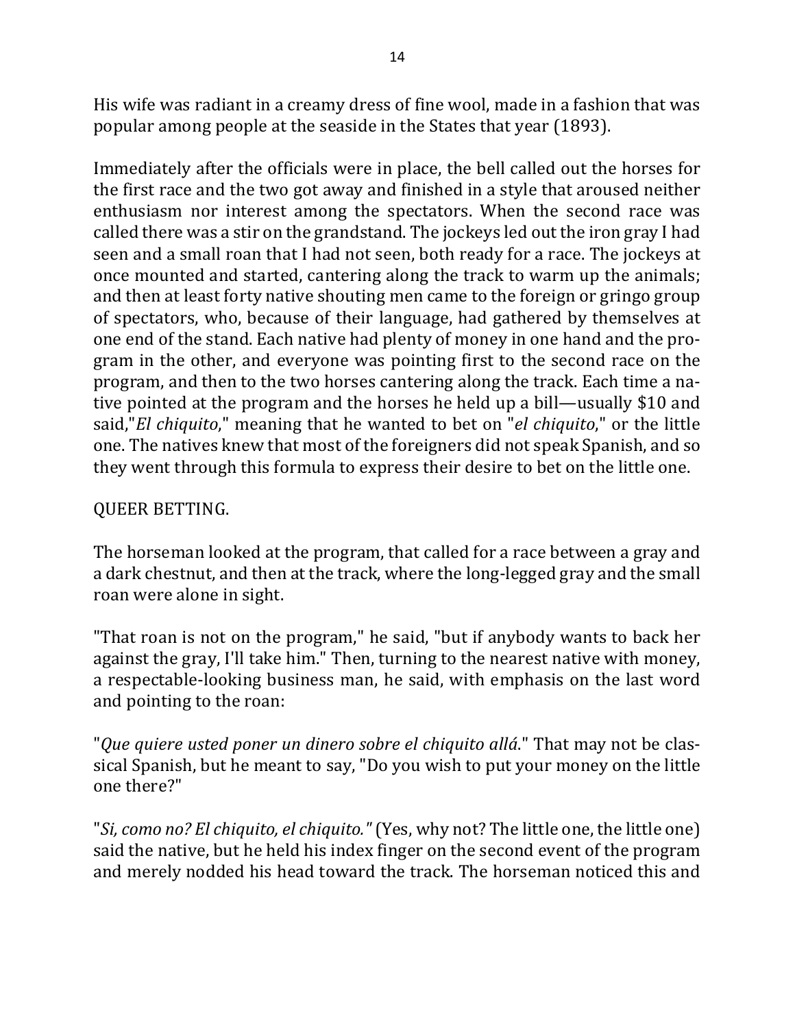His wife was radiant in a creamy dress of fine wool, made in a fashion that was popular among people at the seaside in the States that year (1893).

Immediately after the officials were in place, the bell called out the horses for the first race and the two got away and finished in a style that aroused neither enthusiasm nor interest among the spectators. When the second race was called there was a stir on the grandstand. The jockeys led out the iron gray I had seen and a small roan that I had not seen, both ready for a race. The jockeys at once mounted and started, cantering along the track to warm up the animals; and then at least forty native shouting men came to the foreign or gringo group of spectators, who, because of their language, had gathered by themselves at one end of the stand. Each native had plenty of money in one hand and the program in the other, and everyone was pointing first to the second race on the program, and then to the two horses cantering along the track. Each time a native pointed at the program and the horses he held up a bill—usually $10 and said,"*El chiquito*," meaning that he wanted to bet on "*el chiquito*," or the little one. The natives knew that most of the foreigners did not speak Spanish, and so they went through this formula to express their desire to bet on the little one.

QUEER BETTING.

The horseman looked at the program, that called for a race between a gray and a dark chestnut, and then at the track, where the long-legged gray and the small roan were alone in sight.

"That roan is not on the program," he said, "but if anybody wants to back her against the gray, I'll take him." Then, turning to the nearest native with money, a respectable-looking business man, he said, with emphasis on the last word and pointing to the roan:

"*Que quiere usted poner un dinero sobre el chiquito allá*." That may not be classical Spanish, but he meant to say, "Do you wish to put your money on the little one there?"

"*Si, como no? El chiquito, el chiquito."* (Yes, why not? The little one, the little one) said the native, but he held his index finger on the second event of the program and merely nodded his head toward the track. The horseman noticed this and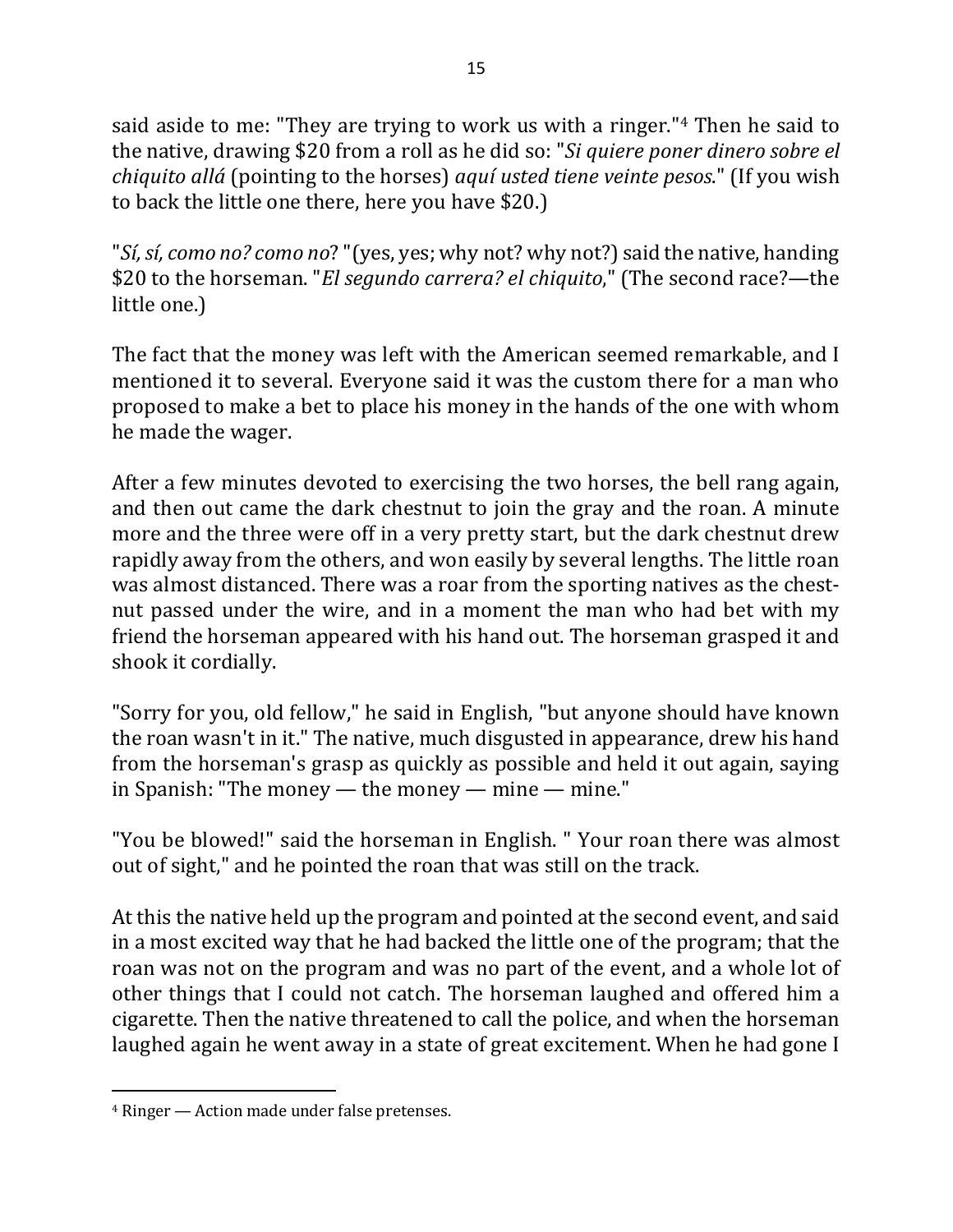said aside to me: "They are trying to work us with a ringer."[4] Then he said to the native, drawing $20 from a roll as he did so: "*Si quiere poner dinero sobre el chiquito allá* (pointing to the horses) *aquí usted tiene veinte pesos*." (If you wish to back the little one there, here you have $20.)

"*Sí, sí, como no? como no*? "(yes, yes; why not? why not?) said the native, handing $20 to the horseman. "*El segundo carrera? el chiquito*," (The second race?—the little one.)

The fact that the money was left with the American seemed remarkable, and I mentioned it to several. Everyone said it was the custom there for a man who proposed to make a bet to place his money in the hands of the one with whom he made the wager.

After a few minutes devoted to exercising the two horses, the bell rang again, and then out came the dark chestnut to join the gray and the roan. A minute more and the three were off in a very pretty start, but the dark chestnut drew rapidly away from the others, and won easily by several lengths. The little roan was almost distanced. There was a roar from the sporting natives as the chestnut passed under the wire, and in a moment the man who had bet with my friend the horseman appeared with his hand out. The horseman grasped it and shook it cordially.

"Sorry for you, old fellow," he said in English, "but anyone should have known the roan wasn't in it." The native, much disgusted in appearance, drew his hand from the horseman's grasp as quickly as possible and held it out again, saying in Spanish: "The money — the money — mine — mine."

"You be blowed!" said the horseman in English. " Your roan there was almost out of sight," and he pointed the roan that was still on the track.

At this the native held up the program and pointed at the second event, and said in a most excited way that he had backed the little one of the program; that the roan was not on the program and was no part of the event, and a whole lot of other things that I could not catch. The horseman laughed and offered him a cigarette. Then the native threatened to call the police, and when the horseman laughed again he went away in a state of great excitement. When he had gone I

---

[4] Ringer — Action made under false pretenses.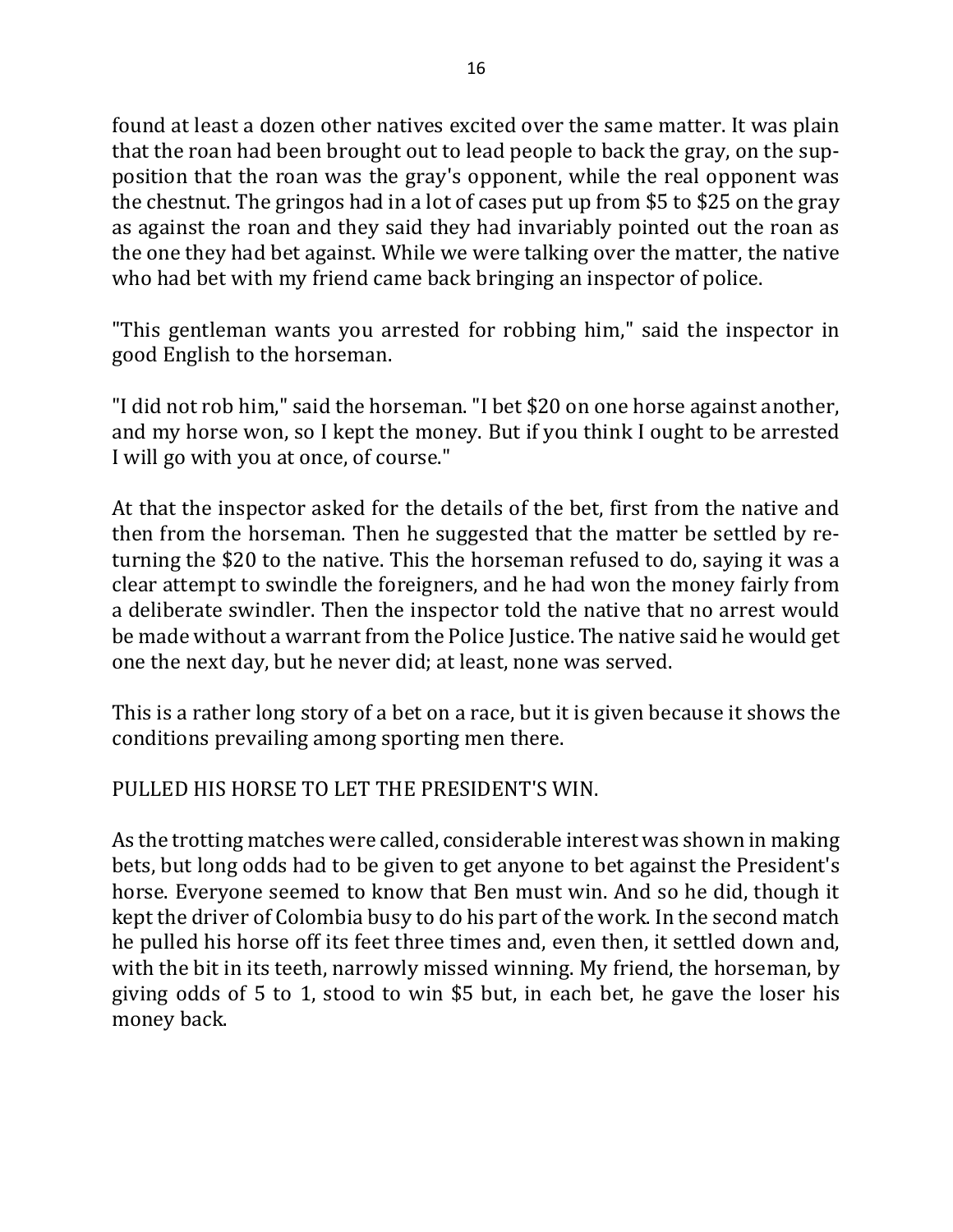found at least a dozen other natives excited over the same matter. It was plain that the roan had been brought out to lead people to back the gray, on the supposition that the roan was the gray's opponent, while the real opponent was the chestnut. The gringos had in a lot of cases put up from $5 to $25 on the gray as against the roan and they said they had invariably pointed out the roan as the one they had bet against. While we were talking over the matter, the native who had bet with my friend came back bringing an inspector of police.

"This gentleman wants you arrested for robbing him," said the inspector in good English to the horseman.

"I did not rob him," said the horseman. "I bet $20 on one horse against another, and my horse won, so I kept the money. But if you think I ought to be arrested I will go with you at once, of course."

At that the inspector asked for the details of the bet, first from the native and then from the horseman. Then he suggested that the matter be settled by returning the $20 to the native. This the horseman refused to do, saying it was a clear attempt to swindle the foreigners, and he had won the money fairly from a deliberate swindler. Then the inspector told the native that no arrest would be made without a warrant from the Police Justice. The native said he would get one the next day, but he never did; at least, none was served.

This is a rather long story of a bet on a race, but it is given because it shows the conditions prevailing among sporting men there.

## PULLED HIS HORSE TO LET THE PRESIDENT'S WIN.

As the trotting matches were called, considerable interest was shown in making bets, but long odds had to be given to get anyone to bet against the President's horse. Everyone seemed to know that Ben must win. And so he did, though it kept the driver of Colombia busy to do his part of the work. In the second match he pulled his horse off its feet three times and, even then, it settled down and, with the bit in its teeth, narrowly missed winning. My friend, the horseman, by giving odds of 5 to 1, stood to win $5 but, in each bet, he gave the loser his money back.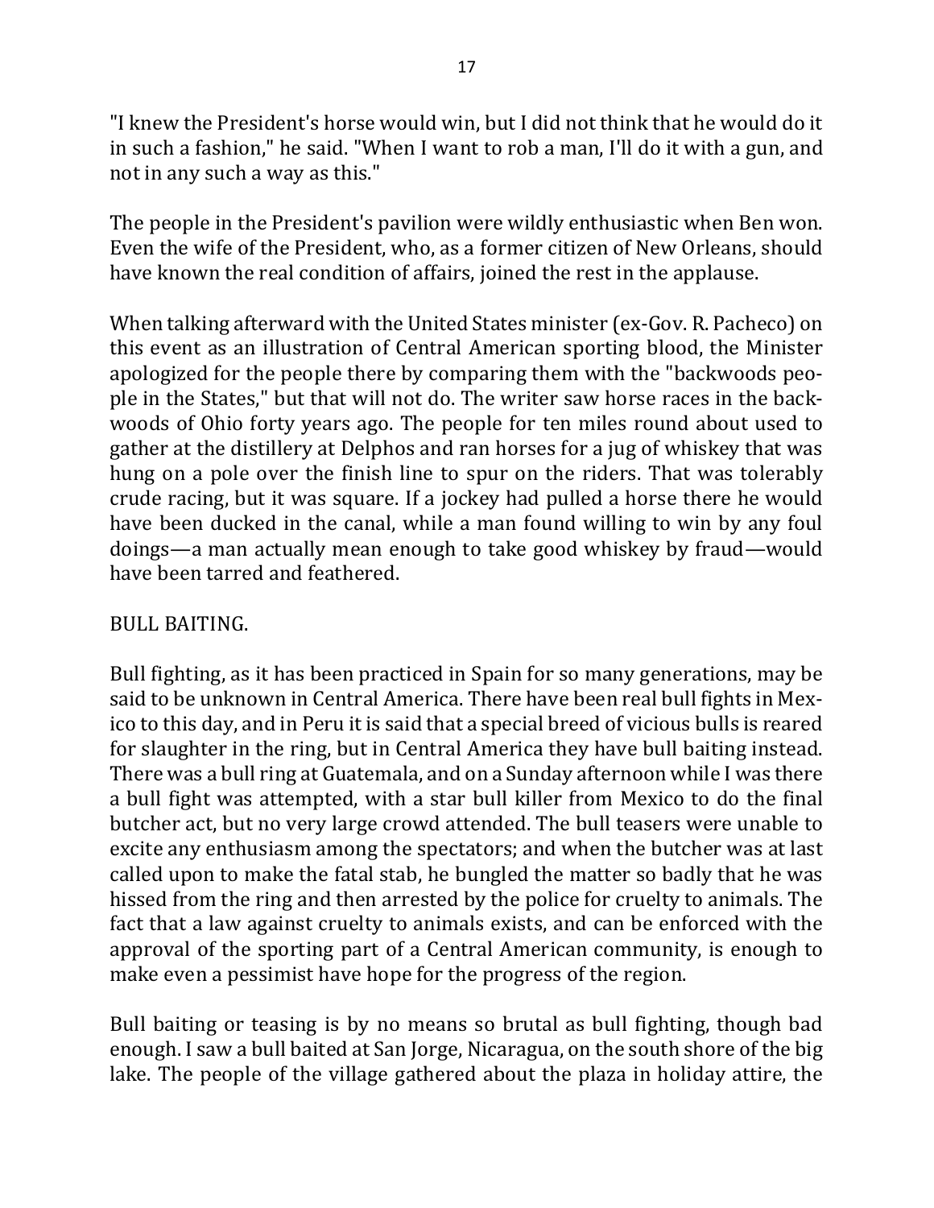"I knew the President's horse would win, but I did not think that he would do it in such a fashion," he said. "When I want to rob a man, I'll do it with a gun, and not in any such a way as this."

The people in the President's pavilion were wildly enthusiastic when Ben won. Even the wife of the President, who, as a former citizen of New Orleans, should have known the real condition of affairs, joined the rest in the applause.

When talking afterward with the United States minister (ex-Gov. R. Pacheco) on this event as an illustration of Central American sporting blood, the Minister apologized for the people there by comparing them with the "backwoods people in the States," but that will not do. The writer saw horse races in the backwoods of Ohio forty years ago. The people for ten miles round about used to gather at the distillery at Delphos and ran horses for a jug of whiskey that was hung on a pole over the finish line to spur on the riders. That was tolerably crude racing, but it was square. If a jockey had pulled a horse there he would have been ducked in the canal, while a man found willing to win by any foul doings—a man actually mean enough to take good whiskey by fraud—would have been tarred and feathered.

## BULL BAITING.

Bull fighting, as it has been practiced in Spain for so many generations, may be said to be unknown in Central America. There have been real bull fights in Mexico to this day, and in Peru it is said that a special breed of vicious bulls is reared for slaughter in the ring, but in Central America they have bull baiting instead. There was a bull ring at Guatemala, and on a Sunday afternoon while I was there a bull fight was attempted, with a star bull killer from Mexico to do the final butcher act, but no very large crowd attended. The bull teasers were unable to excite any enthusiasm among the spectators; and when the butcher was at last called upon to make the fatal stab, he bungled the matter so badly that he was hissed from the ring and then arrested by the police for cruelty to animals. The fact that a law against cruelty to animals exists, and can be enforced with the approval of the sporting part of a Central American community, is enough to make even a pessimist have hope for the progress of the region.

Bull baiting or teasing is by no means so brutal as bull fighting, though bad enough. I saw a bull baited at San Jorge, Nicaragua, on the south shore of the big lake. The people of the village gathered about the plaza in holiday attire, the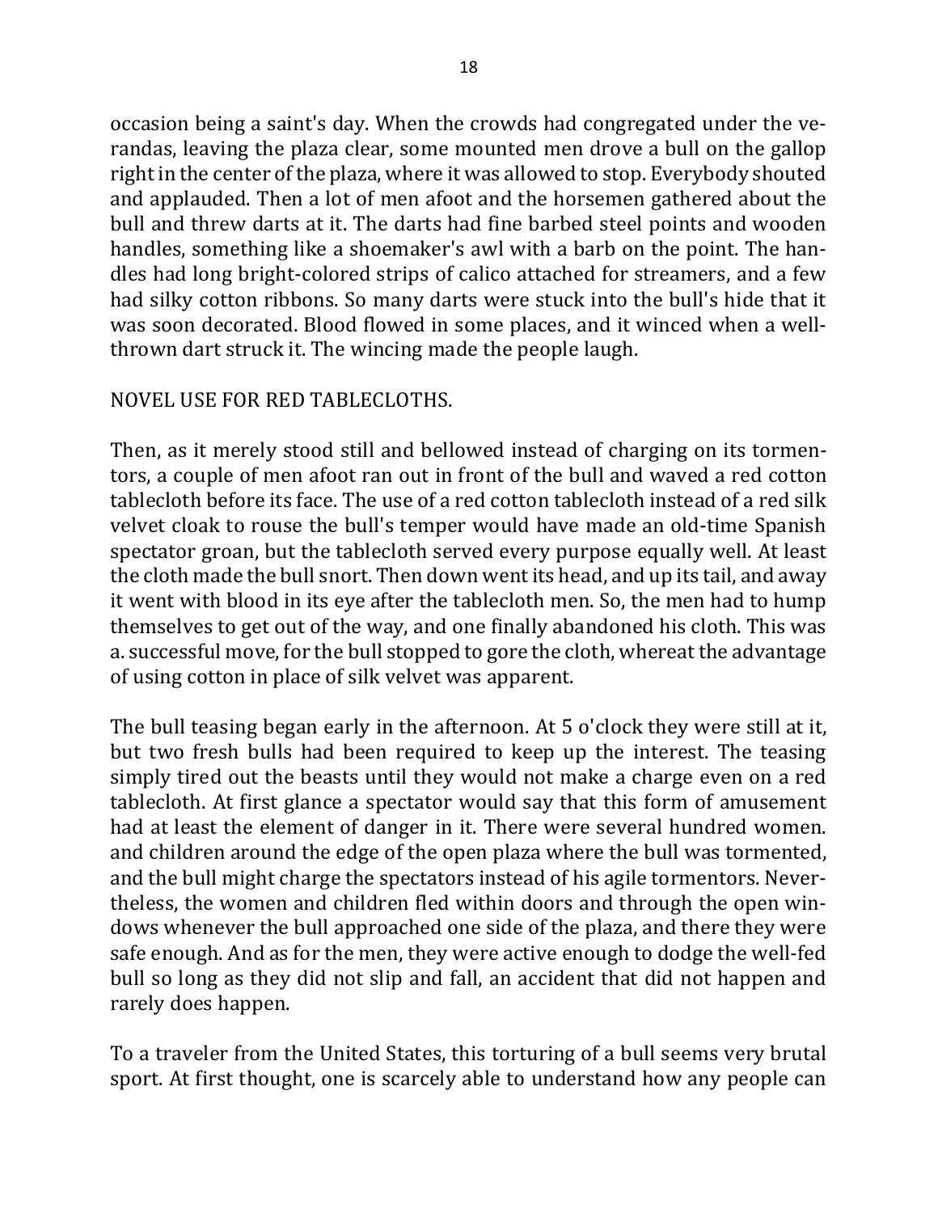occasion being a saint's day. When the crowds had congregated under the verandas, leaving the plaza clear, some mounted men drove a bull on the gallop right in the center of the plaza, where it was allowed to stop. Everybody shouted and applauded. Then a lot of men afoot and the horsemen gathered about the bull and threw darts at it. The darts had fine barbed steel points and wooden handles, something like a shoemaker's awl with a barb on the point. The handles had long bright-colored strips of calico attached for streamers, and a few had silky cotton ribbons. So many darts were stuck into the bull's hide that it was soon decorated. Blood flowed in some places, and it winced when a well-thrown dart struck it. The wincing made the people laugh.

## NOVEL USE FOR RED TABLECLOTHS.

Then, as it merely stood still and bellowed instead of charging on its tormentors, a couple of men afoot ran out in front of the bull and waved a red cotton tablecloth before its face. The use of a red cotton tablecloth instead of a red silk velvet cloak to rouse the bull's temper would have made an old-time Spanish spectator groan, but the tablecloth served every purpose equally well. At least the cloth made the bull snort. Then down went its head, and up its tail, and away it went with blood in its eye after the tablecloth men. So, the men had to hump themselves to get out of the way, and one finally abandoned his cloth. This was a. successful move, for the bull stopped to gore the cloth, whereat the advantage of using cotton in place of silk velvet was apparent.

The bull teasing began early in the afternoon. At 5 o'clock they were still at it, but two fresh bulls had been required to keep up the interest. The teasing simply tired out the beasts until they would not make a charge even on a red tablecloth. At first glance a spectator would say that this form of amusement had at least the element of danger in it. There were several hundred women. and children around the edge of the open plaza where the bull was tormented, and the bull might charge the spectators instead of his agile tormentors. Nevertheless, the women and children fled within doors and through the open windows whenever the bull approached one side of the plaza, and there they were safe enough. And as for the men, they were active enough to dodge the well-fed bull so long as they did not slip and fall, an accident that did not happen and rarely does happen.

To a traveler from the United States, this torturing of a bull seems very brutal sport. At first thought, one is scarcely able to understand how any people can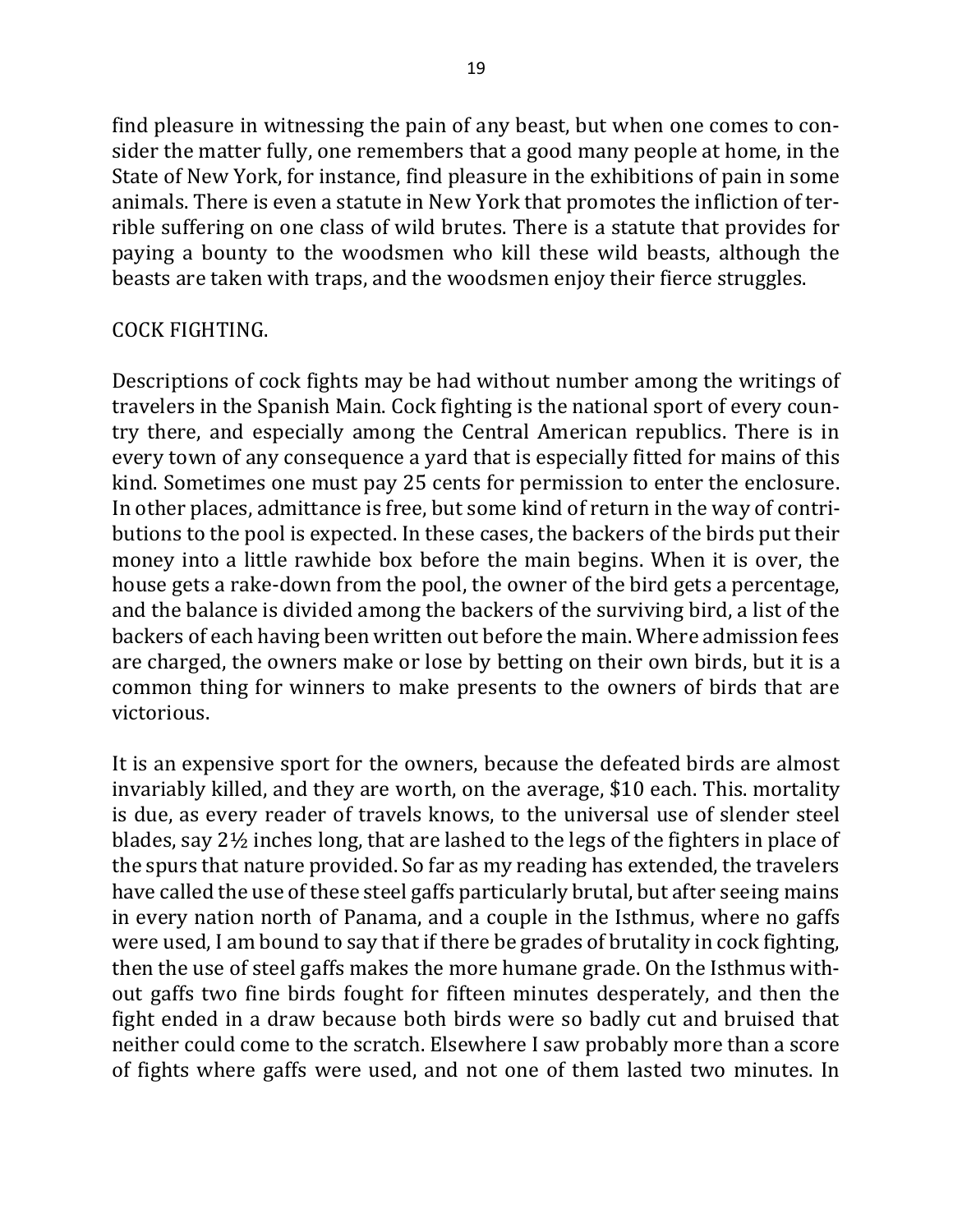find pleasure in witnessing the pain of any beast, but when one comes to consider the matter fully, one remembers that a good many people at home, in the State of New York, for instance, find pleasure in the exhibitions of pain in some animals. There is even a statute in New York that promotes the infliction of terrible suffering on one class of wild brutes. There is a statute that provides for paying a bounty to the woodsmen who kill these wild beasts, although the beasts are taken with traps, and the woodsmen enjoy their fierce struggles.

## COCK FIGHTING.

Descriptions of cock fights may be had without number among the writings of travelers in the Spanish Main. Cock fighting is the national sport of every country there, and especially among the Central American republics. There is in every town of any consequence a yard that is especially fitted for mains of this kind. Sometimes one must pay 25 cents for permission to enter the enclosure. In other places, admittance is free, but some kind of return in the way of contributions to the pool is expected. In these cases, the backers of the birds put their money into a little rawhide box before the main begins. When it is over, the house gets a rake-down from the pool, the owner of the bird gets a percentage, and the balance is divided among the backers of the surviving bird, a list of the backers of each having been written out before the main. Where admission fees are charged, the owners make or lose by betting on their own birds, but it is a common thing for winners to make presents to the owners of birds that are victorious.

It is an expensive sport for the owners, because the defeated birds are almost invariably killed, and they are worth, on the average, $10 each. This. mortality is due, as every reader of travels knows, to the universal use of slender steel blades, say 2½ inches long, that are lashed to the legs of the fighters in place of the spurs that nature provided. So far as my reading has extended, the travelers have called the use of these steel gaffs particularly brutal, but after seeing mains in every nation north of Panama, and a couple in the Isthmus, where no gaffs were used, I am bound to say that if there be grades of brutality in cock fighting, then the use of steel gaffs makes the more humane grade. On the Isthmus without gaffs two fine birds fought for fifteen minutes desperately, and then the fight ended in a draw because both birds were so badly cut and bruised that neither could come to the scratch. Elsewhere I saw probably more than a score of fights where gaffs were used, and not one of them lasted two minutes. In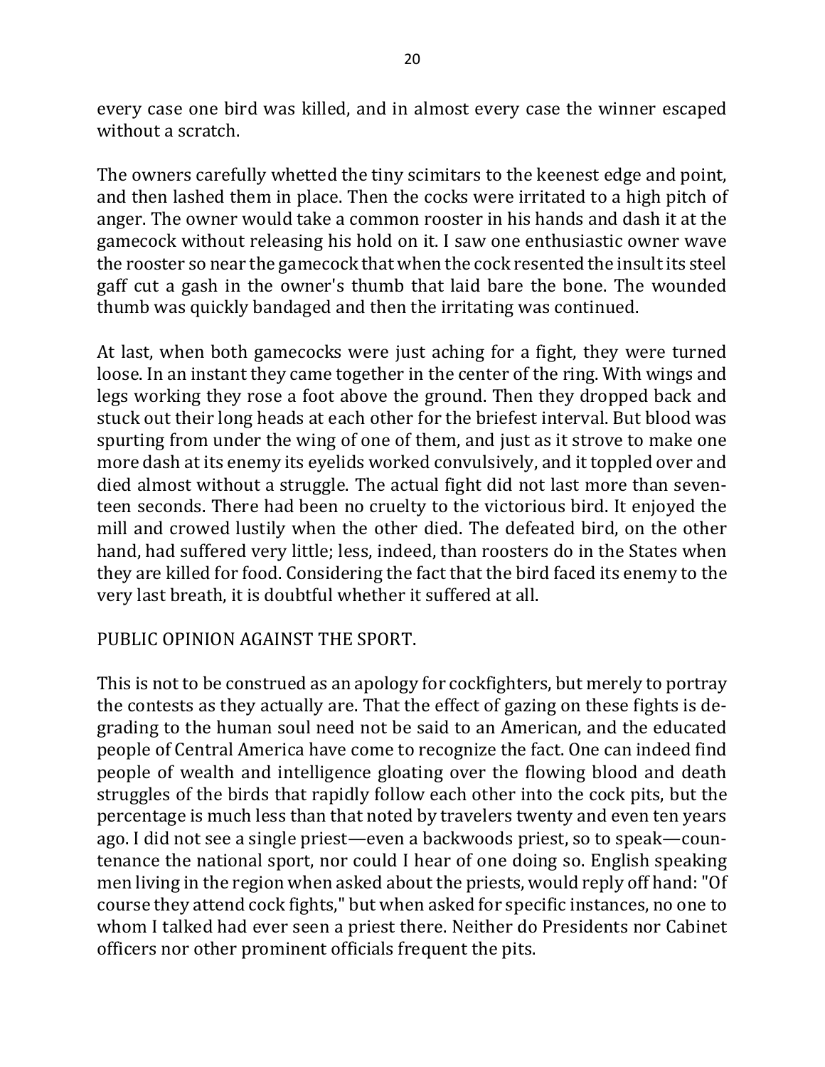every case one bird was killed, and in almost every case the winner escaped without a scratch.

The owners carefully whetted the tiny scimitars to the keenest edge and point, and then lashed them in place. Then the cocks were irritated to a high pitch of anger. The owner would take a common rooster in his hands and dash it at the gamecock without releasing his hold on it. I saw one enthusiastic owner wave the rooster so near the gamecock that when the cock resented the insult its steel gaff cut a gash in the owner's thumb that laid bare the bone. The wounded thumb was quickly bandaged and then the irritating was continued.

At last, when both gamecocks were just aching for a fight, they were turned loose. In an instant they came together in the center of the ring. With wings and legs working they rose a foot above the ground. Then they dropped back and stuck out their long heads at each other for the briefest interval. But blood was spurting from under the wing of one of them, and just as it strove to make one more dash at its enemy its eyelids worked convulsively, and it toppled over and died almost without a struggle. The actual fight did not last more than seventeen seconds. There had been no cruelty to the victorious bird. It enjoyed the mill and crowed lustily when the other died. The defeated bird, on the other hand, had suffered very little; less, indeed, than roosters do in the States when they are killed for food. Considering the fact that the bird faced its enemy to the very last breath, it is doubtful whether it suffered at all.

PUBLIC OPINION AGAINST THE SPORT.

This is not to be construed as an apology for cockfighters, but merely to portray the contests as they actually are. That the effect of gazing on these fights is degrading to the human soul need not be said to an American, and the educated people of Central America have come to recognize the fact. One can indeed find people of wealth and intelligence gloating over the flowing blood and death struggles of the birds that rapidly follow each other into the cock pits, but the percentage is much less than that noted by travelers twenty and even ten years ago. I did not see a single priest—even a backwoods priest, so to speak—countenance the national sport, nor could I hear of one doing so. English speaking men living in the region when asked about the priests, would reply off hand: "Of course they attend cock fights," but when asked for specific instances, no one to whom I talked had ever seen a priest there. Neither do Presidents nor Cabinet officers nor other prominent officials frequent the pits.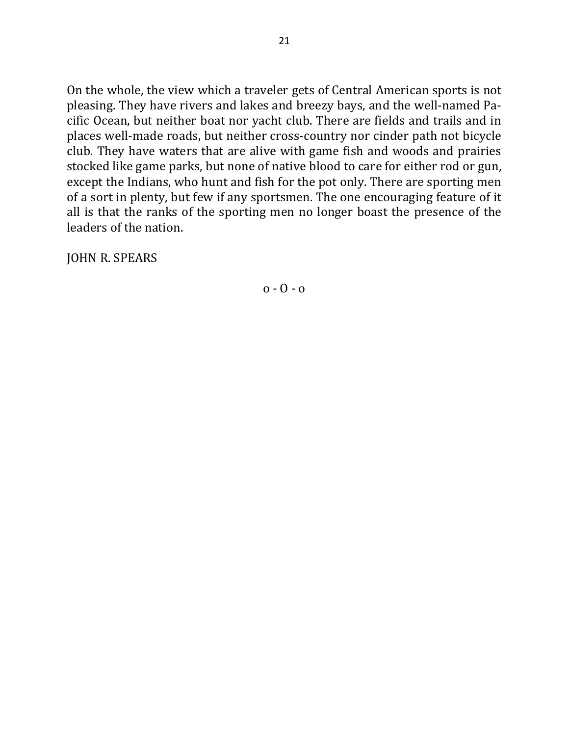On the whole, the view which a traveler gets of Central American sports is not pleasing. They have rivers and lakes and breezy bays, and the well-named Pacific Ocean, but neither boat nor yacht club. There are fields and trails and in places well-made roads, but neither cross-country nor cinder path not bicycle club. They have waters that are alive with game fish and woods and prairies stocked like game parks, but none of native blood to care for either rod or gun, except the Indians, who hunt and fish for the pot only. There are sporting men of a sort in plenty, but few if any sportsmen. The one encouraging feature of it all is that the ranks of the sporting men no longer boast the presence of the leaders of the nation.

JOHN R. SPEARS

o - O - o